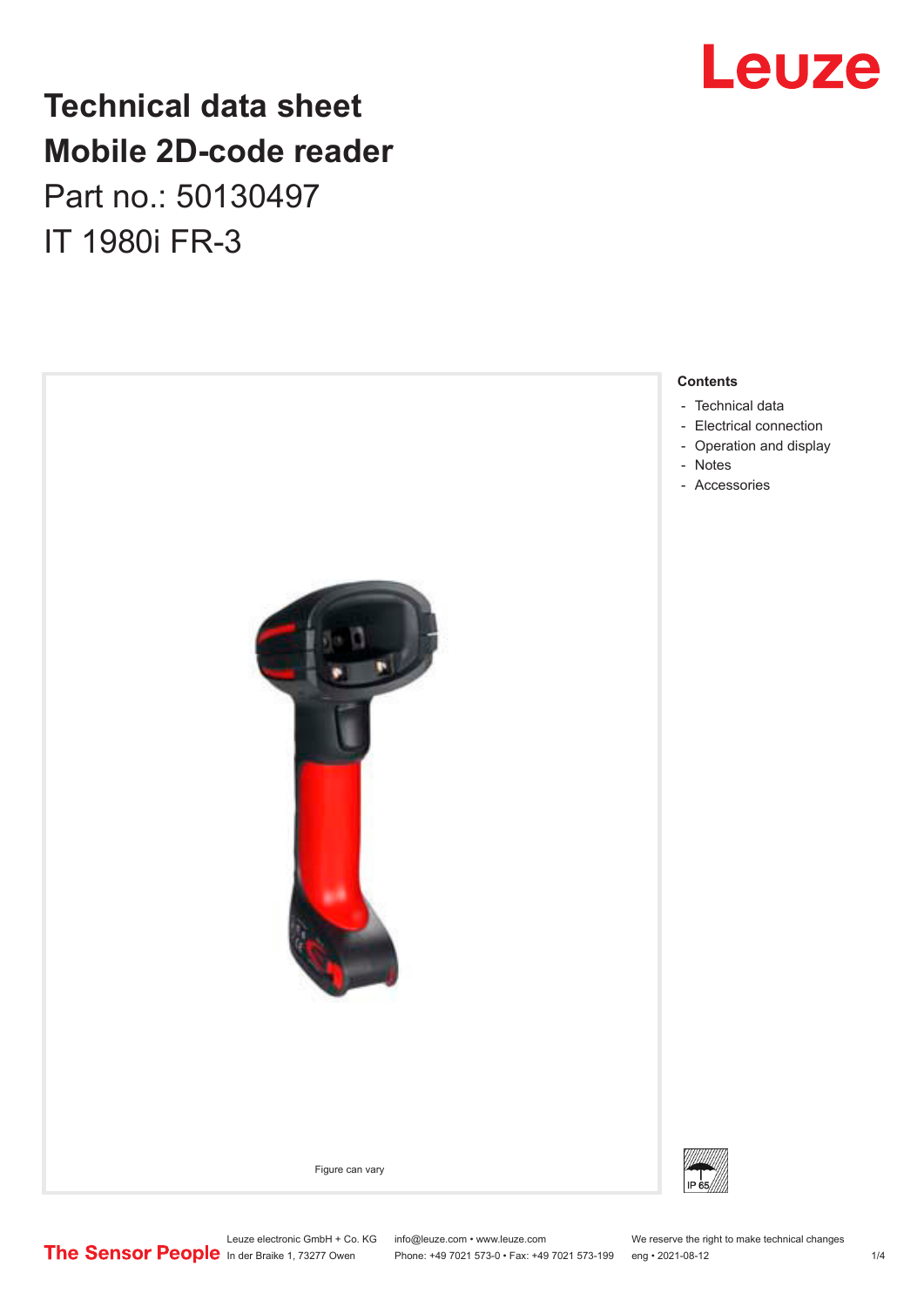# Technical data sheet
# Mobile 2D-code reader

Part no.: 50130497

IT 1980i FR-3

Figure can vary

**Contents**

- Technical data
- Electrical connection
- Operation and display
- Notes
- Accessories

Leuze electronic GmbH + Co. KG
In der Braike 1, 73277 Owen

info@leuze.com • www.leuze.com
Phone: +49 7021 573-0 • Fax: +49 7021 573-199

We reserve the right to make technical changes
eng • 2021-08-12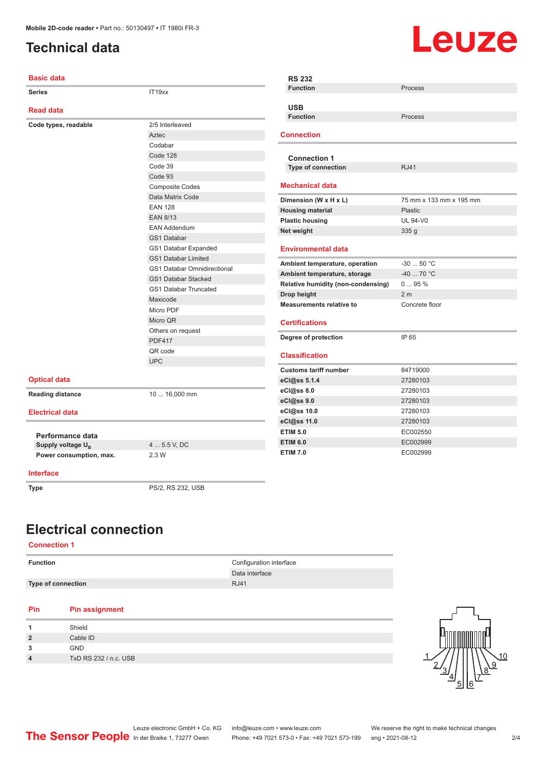# Technical data

## Basic data

| | |
|---|---|
| Series | IT19xx |

## Read data

| | |
|---|---|
| Code types, readable | 2/5 Interleaved |
| | Aztec |
| | Codabar |
| | Code 128 |
| | Code 39 |
| | Code 93 |
| | Composite Codes |
| | Data Matrix Code |
| | EAN 128 |
| | EAN 8/13 |
| | EAN Addendum |
| | GS1 Databar |
| | GS1 Databar Expanded |
| | GS1 Databar Limited |
| | GS1 Databar Omnidirectional |
| | GS1 Databar Stacked |
| | GS1 Databar Truncated |
| | Maxicode |
| | Micro PDF |
| | Micro QR |
| | Others on request |
| | PDF417 |
| | QR code |
| | UPC |

## Optical data

| | |
|---|---|
| Reading distance | 10 ... 16,000 mm |

## Electrical data

### Performance data

| | |
|---|---|
| Supply voltage $U_B$ | 4 ... 5.5 V, DC |
| Power consumption, max. | 2.3 W |

## Interface

| | |
|---|---|
| Type | PS/2, RS 232, USB |

### RS 232

| | |
|---|---|
| Function | Process |

### USB

| | |
|---|---|
| Function | Process |

## Connection

### Connection 1

| | |
|---|---|
| Type of connection | RJ41 |

## Mechanical data

| | |
|---|---|
| Dimension (W x H x L) | 75 mm x 133 mm x 195 mm |
| Housing material | Plastic |
| Plastic housing | UL 94-V0 |
| Net weight | 335 g |

## Environmental data

| | |
|---|---|
| Ambient temperature, operation | -30 ... 50 °C |
| Ambient temperature, storage | -40 ... 70 °C |
| Relative humidity (non-condensing) | 0 ... 95 % |
| Drop height | 2 m |
| Measurements relative to | Concrete floor |

## Certifications

| | |
|---|---|
| Degree of protection | IP 65 |

## Classification

| | |
|---|---|
| Customs tariff number | 84719000 |
| eCl@ss 5.1.4 | 27280103 |
| eCl@ss 8.0 | 27280103 |
| eCl@ss 9.0 | 27280103 |
| eCl@ss 10.0 | 27280103 |
| eCl@ss 11.0 | 27280103 |
| ETIM 5.0 | EC002550 |
| ETIM 6.0 | EC002999 |
| ETIM 7.0 | EC002999 |

# Electrical connection

## Connection 1

| | |
|---|---|
| Function | Configuration interface |
| | Data interface |
| Type of connection | RJ41 |

| Pin | Pin assignment |
|---|---|
| 1 | Shield |
| 2 | Cable ID |
| 3 | GND |
| 4 | TxD RS 232 / n.c. USB |

1
2
3
4
5
6
7
8
9
10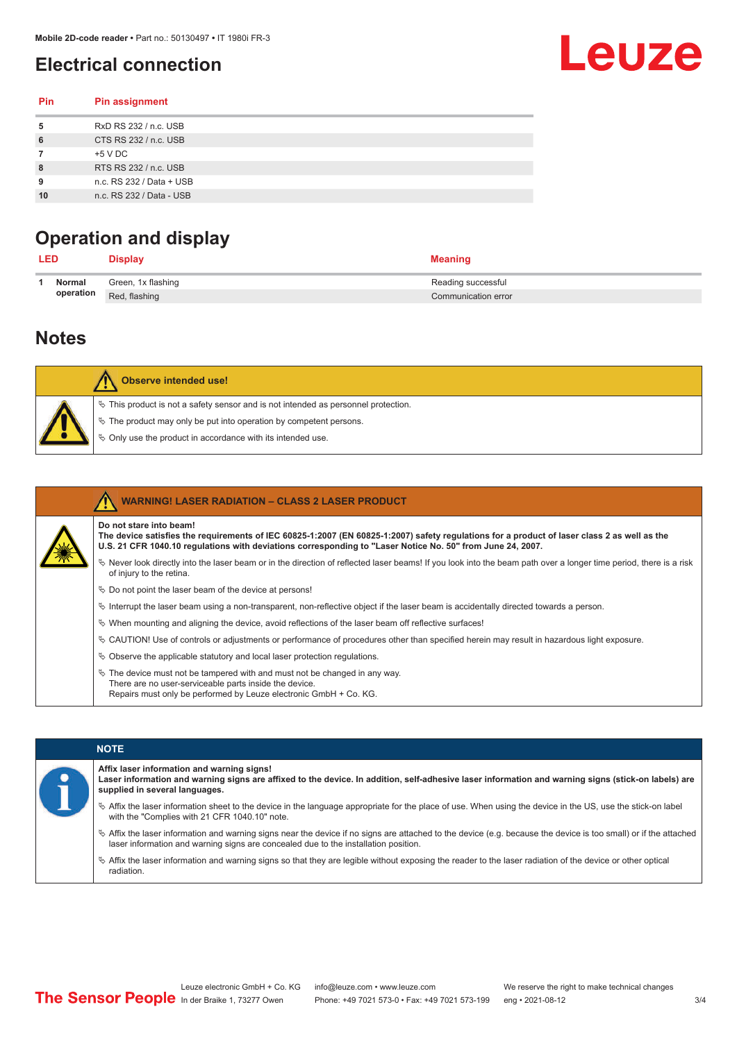## Electrical connection

| Pin | Pin assignment |
|---|---|
| 5 | RxD RS 232 / n.c. USB |
| 6 | CTS RS 232 / n.c. USB |
| 7 | +5 V DC |
| 8 | RTS RS 232 / n.c. USB |
| 9 | n.c. RS 232 / Data + USB |
| 10 | n.c. RS 232 / Data - USB |

## Operation and display

| LED | | Display | Meaning |
|---|---|---|---|
| 1 | Normal operation | Green, 1x flashing | Reading successful |
| | | Red, flashing | Communication error |

## Notes

**Observe intended use!**

- This product is not a safety sensor and is not intended as personnel protection.
- The product may only be put into operation by competent persons.
- Only use the product in accordance with its intended use.

**WARNING! LASER RADIATION – CLASS 2 LASER PRODUCT**

**Do not stare into beam!**
**The device satisfies the requirements of IEC 60825-1:2007 (EN 60825-1:2007) safety regulations for a product of laser class 2 as well as the U.S. 21 CFR 1040.10 regulations with deviations corresponding to "Laser Notice No. 50" from June 24, 2007.**

- Never look directly into the laser beam or in the direction of reflected laser beams! If you look into the beam path over a longer time period, there is a risk of injury to the retina.
- Do not point the laser beam of the device at persons!
- Interrupt the laser beam using a non-transparent, non-reflective object if the laser beam is accidentally directed towards a person.
- When mounting and aligning the device, avoid reflections of the laser beam off reflective surfaces!
- CAUTION! Use of controls or adjustments or performance of procedures other than specified herein may result in hazardous light exposure.
- Observe the applicable statutory and local laser protection regulations.
- The device must not be tampered with and must not be changed in any way.
  There are no user-serviceable parts inside the device.
  Repairs must only be performed by Leuze electronic GmbH + Co. KG.

**NOTE**

**Affix laser information and warning signs!**
**Laser information and warning signs are affixed to the device. In addition, self-adhesive laser information and warning signs (stick-on labels) are supplied in several languages.**

- Affix the laser information sheet to the device in the language appropriate for the place of use. When using the device in the US, use the stick-on label with the "Complies with 21 CFR 1040.10" note.
- Affix the laser information and warning signs near the device if no signs are attached to the device (e.g. because the device is too small) or if the attached laser information and warning signs are concealed due to the installation position.
- Affix the laser information and warning signs so that they are legible without exposing the reader to the laser radiation of the device or other optical radiation.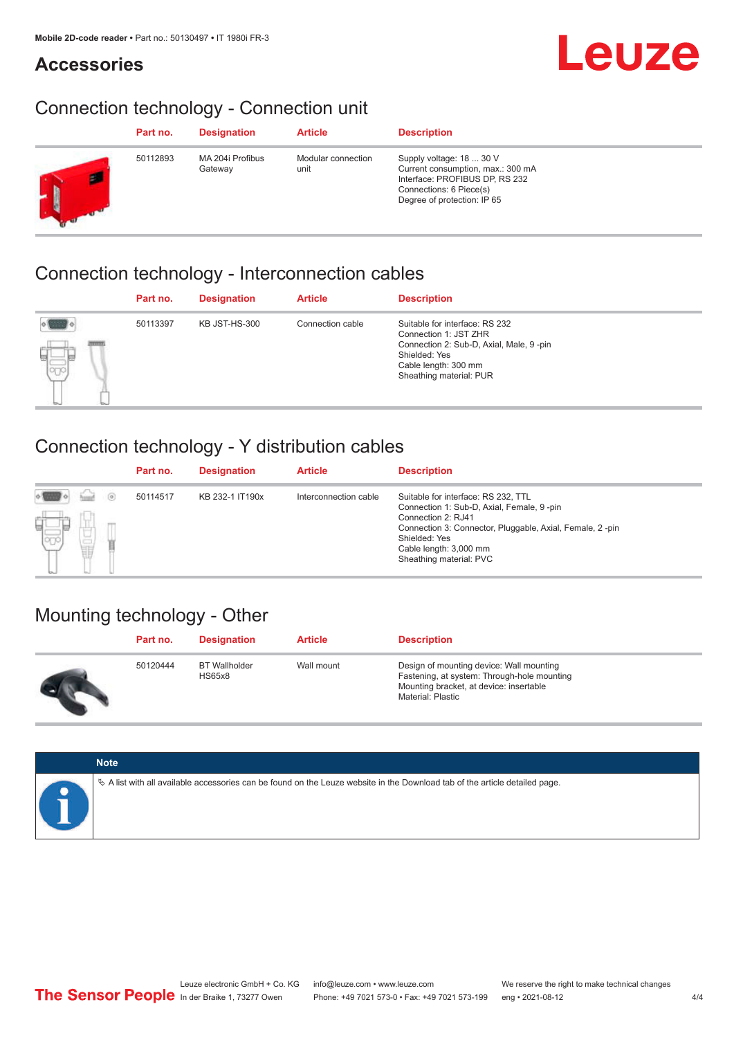## Accessories

### Connection technology - Connection unit

| Part no. | Designation | Article | Description |
| --- | --- | --- | --- |
| 50112893 | MA 204i Profibus Gateway | Modular connection unit | Supply voltage: 18 ... 30 V<br>Current consumption, max.: 300 mA<br>Interface: PROFIBUS DP, RS 232<br>Connections: 6 Piece(s)<br>Degree of protection: IP 65 |

### Connection technology - Interconnection cables

| Part no. | Designation | Article | Description |
| --- | --- | --- | --- |
| 50113397 | KB JST-HS-300 | Connection cable | Suitable for interface: RS 232<br>Connection 1: JST ZHR<br>Connection 2: Sub-D, Axial, Male, 9 -pin<br>Shielded: Yes<br>Cable length: 300 mm<br>Sheathing material: PUR |

### Connection technology - Y distribution cables

| Part no. | Designation | Article | Description |
| --- | --- | --- | --- |
| 50114517 | KB 232-1 IT190x | Interconnection cable | Suitable for interface: RS 232, TTL<br>Connection 1: Sub-D, Axial, Female, 9 -pin<br>Connection 2: RJ41<br>Connection 3: Connector, Pluggable, Axial, Female, 2 -pin<br>Shielded: Yes<br>Cable length: 3,000 mm<br>Sheathing material: PVC |

### Mounting technology - Other

| Part no. | Designation | Article | Description |
| --- | --- | --- | --- |
| 50120444 | BT Wallholder HS65x8 | Wall mount | Design of mounting device: Wall mounting<br>Fastening, at system: Through-hole mounting<br>Mounting bracket, at device: insertable<br>Material: Plastic |

**Note**

↳ A list with all available accessories can be found on the Leuze website in the Download tab of the article detailed page.